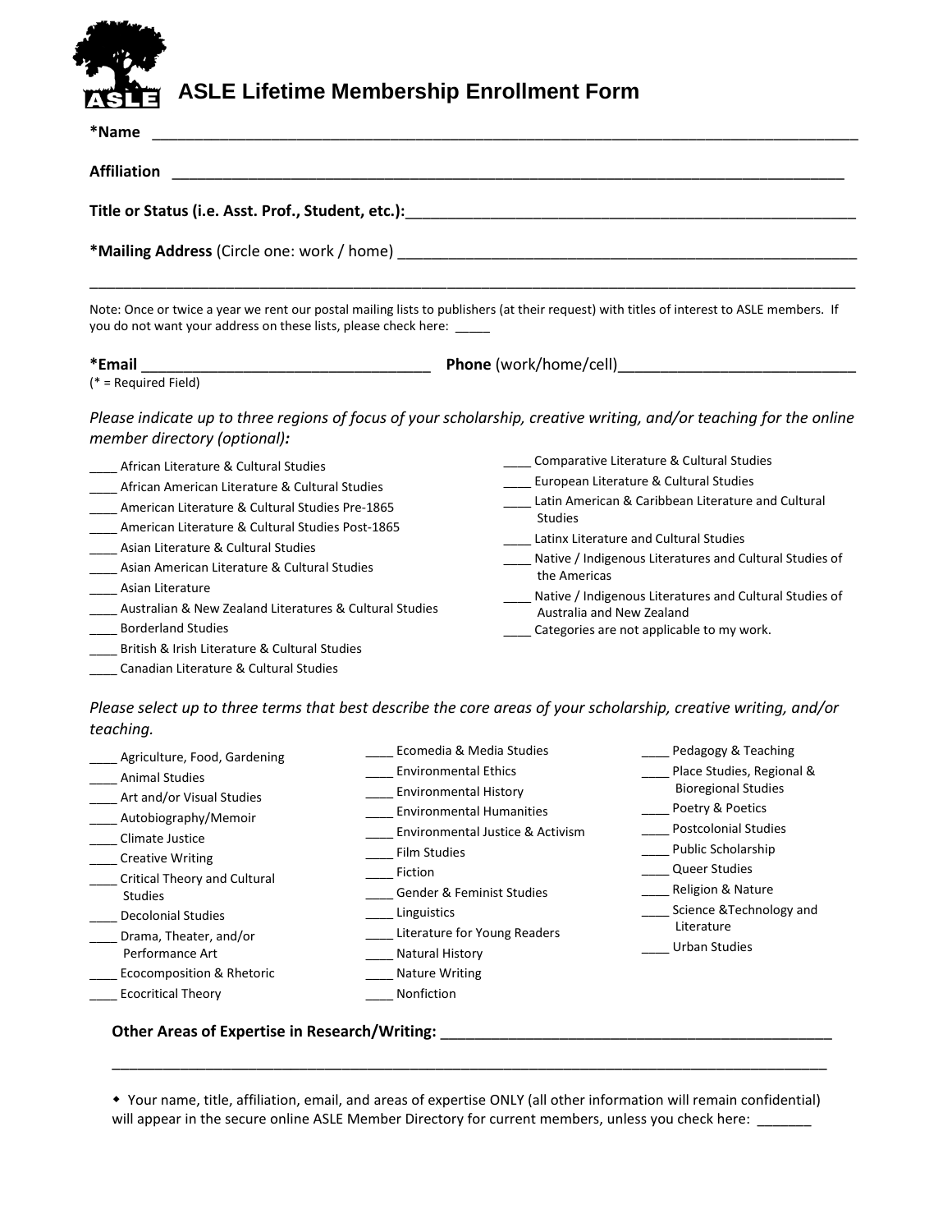# ASLE Lifetime Membership Enrollment Form

**\*Name** ___________________________________________________________________________

**Affiliation** ________________________________________________________________________

**Title or Status (i.e. Asst. Prof., Student, etc.):**_____________________________________________

**\*Mailing Address** (Circle one: work / home) _______________________________________________

___________________________________________________________________________________

Note: Once or twice a year we rent our postal mailing lists to publishers (at their request) with titles of interest to ASLE members. If you do not want your address on these lists, please check here: _____

**\*Email** ______________________________ **Phone** (work/home/cell)_________________________

(* = Required Field)

*Please indicate up to three regions of focus of your scholarship, creative writing, and/or teaching for the online member directory (optional):*

____ African Literature & Cultural Studies
____ African American Literature & Cultural Studies
____ American Literature & Cultural Studies Pre-1865
____ American Literature & Cultural Studies Post-1865
____ Asian Literature & Cultural Studies
____ Asian American Literature & Cultural Studies
____ Asian Literature
____ Australian & New Zealand Literatures & Cultural Studies
____ Borderland Studies
____ British & Irish Literature & Cultural Studies
____ Canadian Literature & Cultural Studies
____ Comparative Literature & Cultural Studies
____ European Literature & Cultural Studies
____ Latin American & Caribbean Literature and Cultural Studies
____ Latinx Literature and Cultural Studies
____ Native / Indigenous Literatures and Cultural Studies of the Americas
____ Native / Indigenous Literatures and Cultural Studies of Australia and New Zealand
____ Categories are not applicable to my work.

*Please select up to three terms that best describe the core areas of your scholarship, creative writing, and/or teaching.*

____ Agriculture, Food, Gardening
____ Animal Studies
____ Art and/or Visual Studies
____ Autobiography/Memoir
____ Climate Justice
____ Creative Writing
____ Critical Theory and Cultural Studies
____ Decolonial Studies
____ Drama, Theater, and/or Performance Art
____ Ecocomposition & Rhetoric
____ Ecocritical Theory
____ Ecomedia & Media Studies
____ Environmental Ethics
____ Environmental History
____ Environmental Humanities
____ Environmental Justice & Activism
____ Film Studies
____ Fiction
____ Gender & Feminist Studies
____ Linguistics
____ Literature for Young Readers
____ Natural History
____ Nature Writing
____ Nonfiction
____ Pedagogy & Teaching
____ Place Studies, Regional & Bioregional Studies
____ Poetry & Poetics
____ Postcolonial Studies
____ Public Scholarship
____ Queer Studies
____ Religion & Nature
____ Science &Technology and Literature
____ Urban Studies

**Other Areas of Expertise in Research/Writing:** _____________________________________________

___________________________________________________________________________________

⬩ Your name, title, affiliation, email, and areas of expertise ONLY (all other information will remain confidential) will appear in the secure online ASLE Member Directory for current members, unless you check here: _______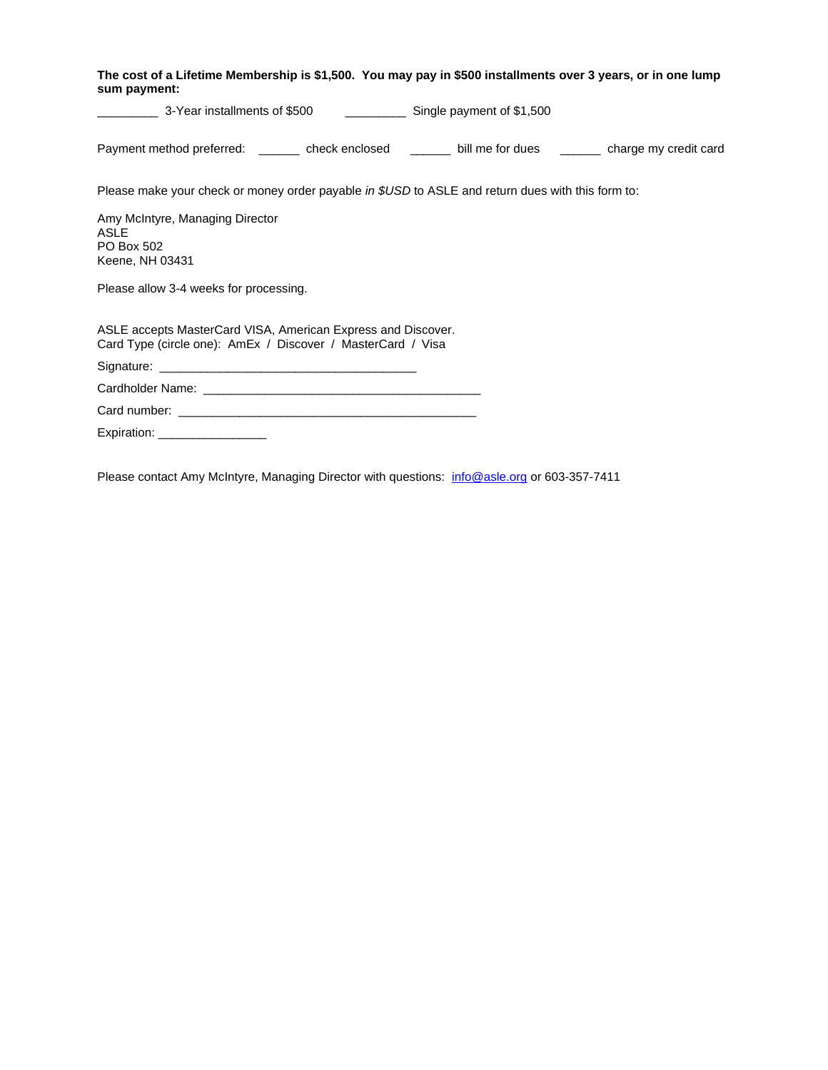**The cost of a Lifetime Membership is $1,500. You may pay in $500 installments over 3 years, or in one lump sum payment:**

_________ 3-Year installments of $500 _________ Single payment of $1,500

Payment method preferred: ______ check enclosed ______ bill me for dues ______ charge my credit card

Please make your check or money order payable *in $USD* to ASLE and return dues with this form to:

Amy McIntyre, Managing Director
ASLE
PO Box 502
Keene, NH 03431

Please allow 3-4 weeks for processing.

ASLE accepts MasterCard VISA, American Express and Discover.
Card Type (circle one): AmEx / Discover / MasterCard / Visa

Signature: ______________________________________

Cardholder Name: _________________________________________

Card number: ____________________________________________

Expiration: ________________

Please contact Amy McIntyre, Managing Director with questions: info@asle.org or 603-357-7411